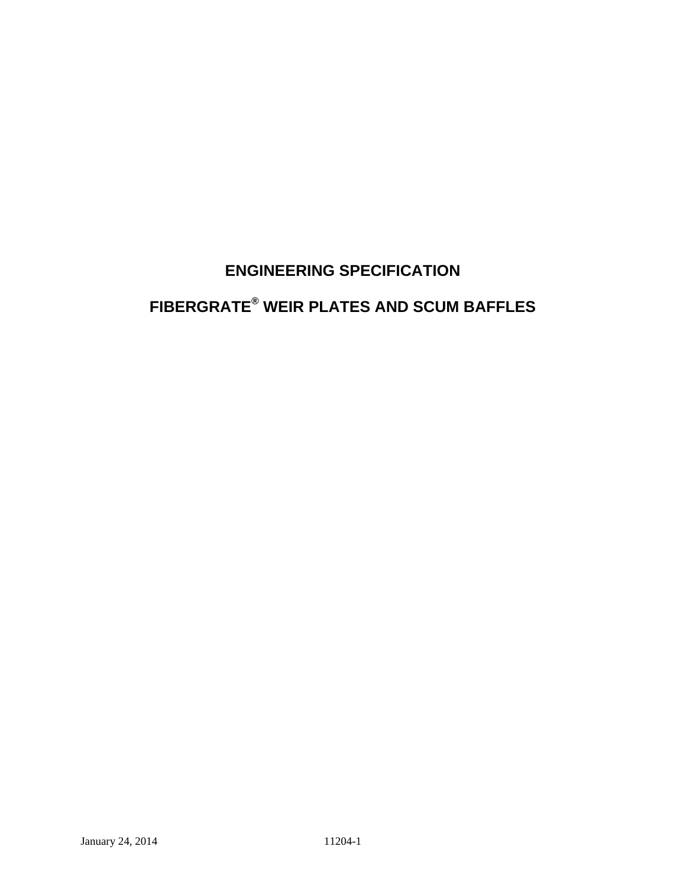# ENGINEERING SPECIFICATION

# FIBERGRATE® WEIR PLATES AND SCUM BAFFLES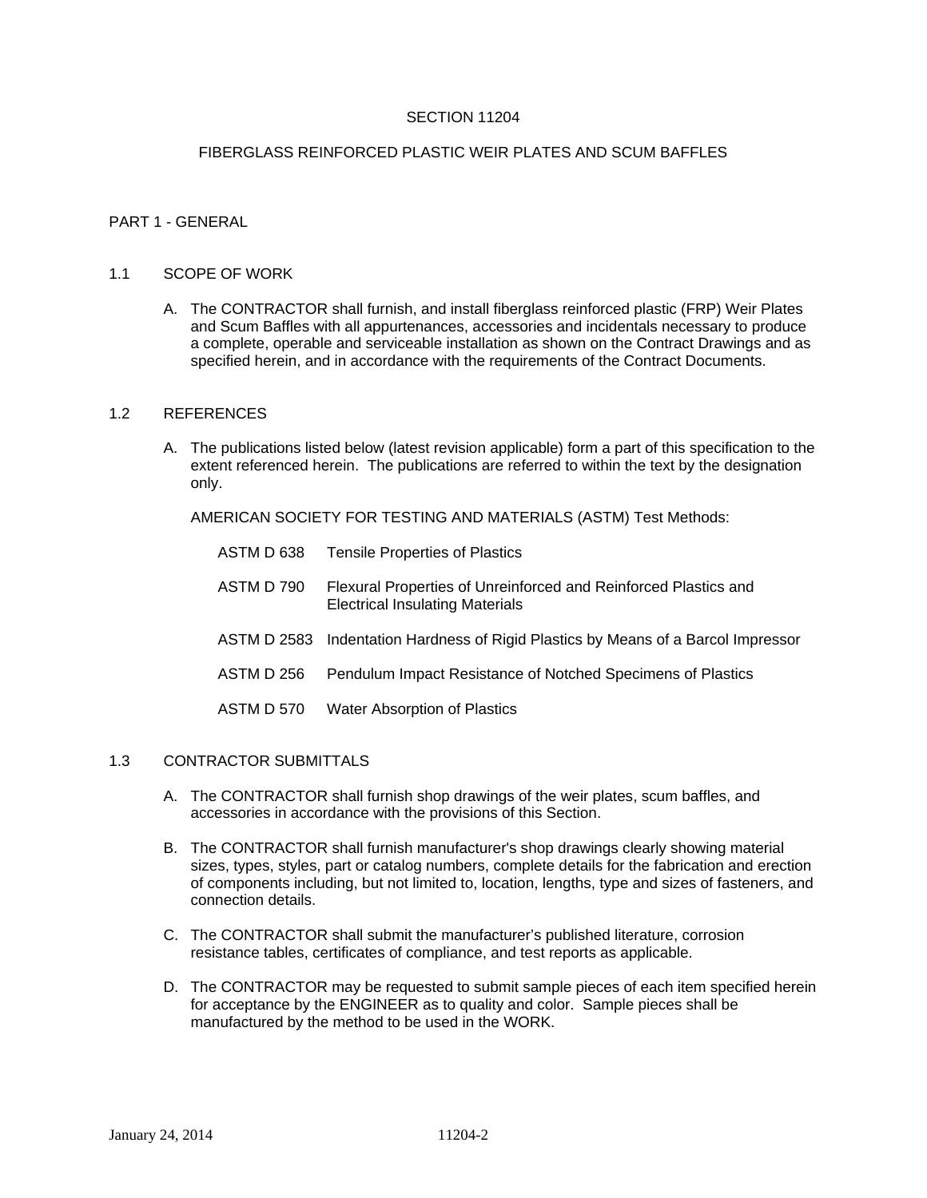# SECTION 11204

# FIBERGLASS REINFORCED PLASTIC WEIR PLATES AND SCUM BAFFLES

## PART 1 - GENERAL

### 1.1 SCOPE OF WORK

A. The CONTRACTOR shall furnish, and install fiberglass reinforced plastic (FRP) Weir Plates and Scum Baffles with all appurtenances, accessories and incidentals necessary to produce a complete, operable and serviceable installation as shown on the Contract Drawings and as specified herein, and in accordance with the requirements of the Contract Documents.

### 1.2 REFERENCES

A. The publications listed below (latest revision applicable) form a part of this specification to the extent referenced herein. The publications are referred to within the text by the designation only.

AMERICAN SOCIETY FOR TESTING AND MATERIALS (ASTM) Test Methods:

| | |
|---|---|
| ASTM D 638 | Tensile Properties of Plastics |
| ASTM D 790 | Flexural Properties of Unreinforced and Reinforced Plastics and Electrical Insulating Materials |
| ASTM D 2583 | Indentation Hardness of Rigid Plastics by Means of a Barcol Impressor |
| ASTM D 256 | Pendulum Impact Resistance of Notched Specimens of Plastics |
| ASTM D 570 | Water Absorption of Plastics |

### 1.3 CONTRACTOR SUBMITTALS

A. The CONTRACTOR shall furnish shop drawings of the weir plates, scum baffles, and accessories in accordance with the provisions of this Section.

B. The CONTRACTOR shall furnish manufacturer's shop drawings clearly showing material sizes, types, styles, part or catalog numbers, complete details for the fabrication and erection of components including, but not limited to, location, lengths, type and sizes of fasteners, and connection details.

C. The CONTRACTOR shall submit the manufacturer's published literature, corrosion resistance tables, certificates of compliance, and test reports as applicable.

D. The CONTRACTOR may be requested to submit sample pieces of each item specified herein for acceptance by the ENGINEER as to quality and color. Sample pieces shall be manufactured by the method to be used in the WORK.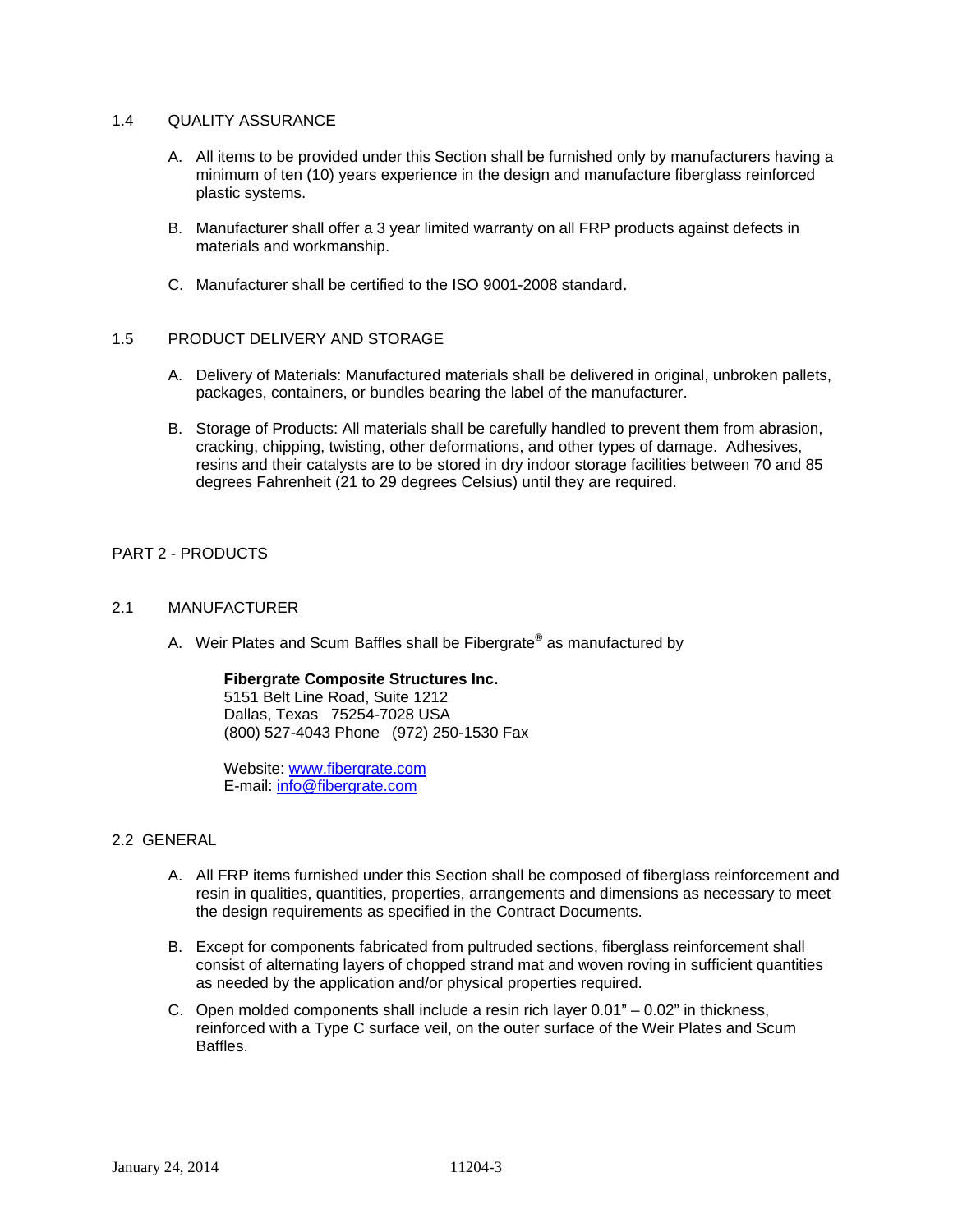## 1.4 QUALITY ASSURANCE

A. All items to be provided under this Section shall be furnished only by manufacturers having a minimum of ten (10) years experience in the design and manufacture fiberglass reinforced plastic systems.

B. Manufacturer shall offer a 3 year limited warranty on all FRP products against defects in materials and workmanship.

C. Manufacturer shall be certified to the ISO 9001-2008 standard.

## 1.5 PRODUCT DELIVERY AND STORAGE

A. Delivery of Materials: Manufactured materials shall be delivered in original, unbroken pallets, packages, containers, or bundles bearing the label of the manufacturer.

B. Storage of Products: All materials shall be carefully handled to prevent them from abrasion, cracking, chipping, twisting, other deformations, and other types of damage. Adhesives, resins and their catalysts are to be stored in dry indoor storage facilities between 70 and 85 degrees Fahrenheit (21 to 29 degrees Celsius) until they are required.

# PART 2 - PRODUCTS

## 2.1 MANUFACTURER

A. Weir Plates and Scum Baffles shall be Fibergrate® as manufactured by

> **Fibergrate Composite Structures Inc.**
> 5151 Belt Line Road, Suite 1212
> Dallas, Texas 75254-7028 USA
> (800) 527-4043 Phone (972) 250-1530 Fax
>
> Website: [www.fibergrate.com](http://www.fibergrate.com)
> E-mail: [info@fibergrate.com](mailto:info@fibergrate.com)

## 2.2 GENERAL

A. All FRP items furnished under this Section shall be composed of fiberglass reinforcement and resin in qualities, quantities, properties, arrangements and dimensions as necessary to meet the design requirements as specified in the Contract Documents.

B. Except for components fabricated from pultruded sections, fiberglass reinforcement shall consist of alternating layers of chopped strand mat and woven roving in sufficient quantities as needed by the application and/or physical properties required.

C. Open molded components shall include a resin rich layer 0.01" – 0.02" in thickness, reinforced with a Type C surface veil, on the outer surface of the Weir Plates and Scum Baffles.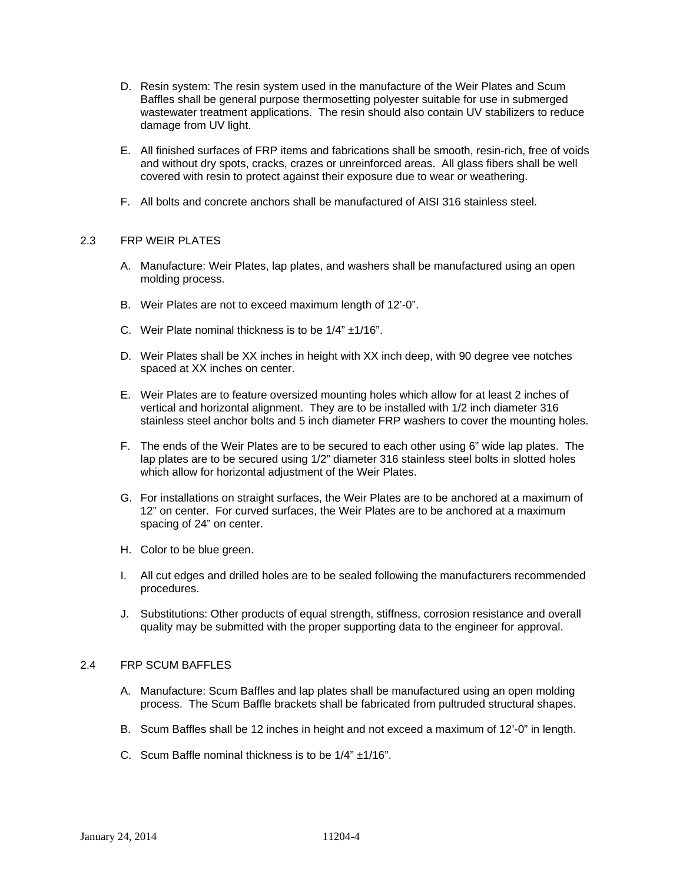D. Resin system: The resin system used in the manufacture of the Weir Plates and Scum Baffles shall be general purpose thermosetting polyester suitable for use in submerged wastewater treatment applications. The resin should also contain UV stabilizers to reduce damage from UV light.

E. All finished surfaces of FRP items and fabrications shall be smooth, resin-rich, free of voids and without dry spots, cracks, crazes or unreinforced areas. All glass fibers shall be well covered with resin to protect against their exposure due to wear or weathering.

F. All bolts and concrete anchors shall be manufactured of AISI 316 stainless steel.

## 2.3 FRP WEIR PLATES

A. Manufacture: Weir Plates, lap plates, and washers shall be manufactured using an open molding process.

B. Weir Plates are not to exceed maximum length of 12’-0”.

C. Weir Plate nominal thickness is to be 1/4” ±1/16”.

D. Weir Plates shall be XX inches in height with XX inch deep, with 90 degree vee notches spaced at XX inches on center.

E. Weir Plates are to feature oversized mounting holes which allow for at least 2 inches of vertical and horizontal alignment. They are to be installed with 1/2 inch diameter 316 stainless steel anchor bolts and 5 inch diameter FRP washers to cover the mounting holes.

F. The ends of the Weir Plates are to be secured to each other using 6” wide lap plates. The lap plates are to be secured using 1/2” diameter 316 stainless steel bolts in slotted holes which allow for horizontal adjustment of the Weir Plates.

G. For installations on straight surfaces, the Weir Plates are to be anchored at a maximum of 12” on center. For curved surfaces, the Weir Plates are to be anchored at a maximum spacing of 24” on center.

H. Color to be blue green.

I. All cut edges and drilled holes are to be sealed following the manufacturers recommended procedures.

J. Substitutions: Other products of equal strength, stiffness, corrosion resistance and overall quality may be submitted with the proper supporting data to the engineer for approval.

## 2.4 FRP SCUM BAFFLES

A. Manufacture: Scum Baffles and lap plates shall be manufactured using an open molding process. The Scum Baffle brackets shall be fabricated from pultruded structural shapes.

B. Scum Baffles shall be 12 inches in height and not exceed a maximum of 12’-0” in length.

C. Scum Baffle nominal thickness is to be 1/4” ±1/16”.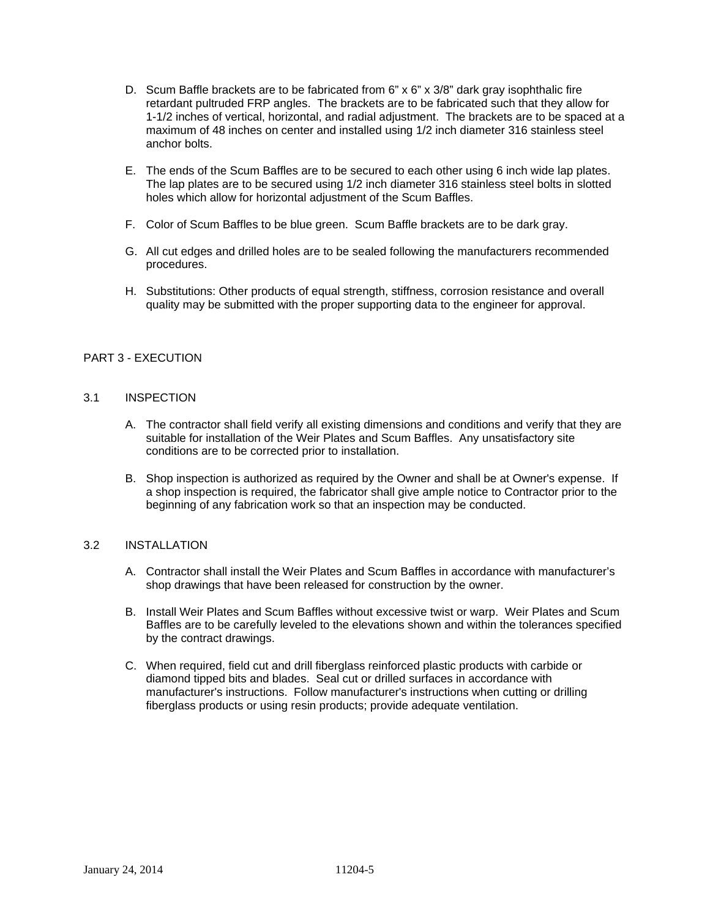D. Scum Baffle brackets are to be fabricated from 6" x 6" x 3/8" dark gray isophthalic fire retardant pultruded FRP angles. The brackets are to be fabricated such that they allow for 1-1/2 inches of vertical, horizontal, and radial adjustment. The brackets are to be spaced at a maximum of 48 inches on center and installed using 1/2 inch diameter 316 stainless steel anchor bolts.

E. The ends of the Scum Baffles are to be secured to each other using 6 inch wide lap plates. The lap plates are to be secured using 1/2 inch diameter 316 stainless steel bolts in slotted holes which allow for horizontal adjustment of the Scum Baffles.

F. Color of Scum Baffles to be blue green. Scum Baffle brackets are to be dark gray.

G. All cut edges and drilled holes are to be sealed following the manufacturers recommended procedures.

H. Substitutions: Other products of equal strength, stiffness, corrosion resistance and overall quality may be submitted with the proper supporting data to the engineer for approval.

## PART 3 - EXECUTION

### 3.1 INSPECTION

A. The contractor shall field verify all existing dimensions and conditions and verify that they are suitable for installation of the Weir Plates and Scum Baffles. Any unsatisfactory site conditions are to be corrected prior to installation.

B. Shop inspection is authorized as required by the Owner and shall be at Owner's expense. If a shop inspection is required, the fabricator shall give ample notice to Contractor prior to the beginning of any fabrication work so that an inspection may be conducted.

### 3.2 INSTALLATION

A. Contractor shall install the Weir Plates and Scum Baffles in accordance with manufacturer's shop drawings that have been released for construction by the owner.

B. Install Weir Plates and Scum Baffles without excessive twist or warp. Weir Plates and Scum Baffles are to be carefully leveled to the elevations shown and within the tolerances specified by the contract drawings.

C. When required, field cut and drill fiberglass reinforced plastic products with carbide or diamond tipped bits and blades. Seal cut or drilled surfaces in accordance with manufacturer's instructions. Follow manufacturer's instructions when cutting or drilling fiberglass products or using resin products; provide adequate ventilation.